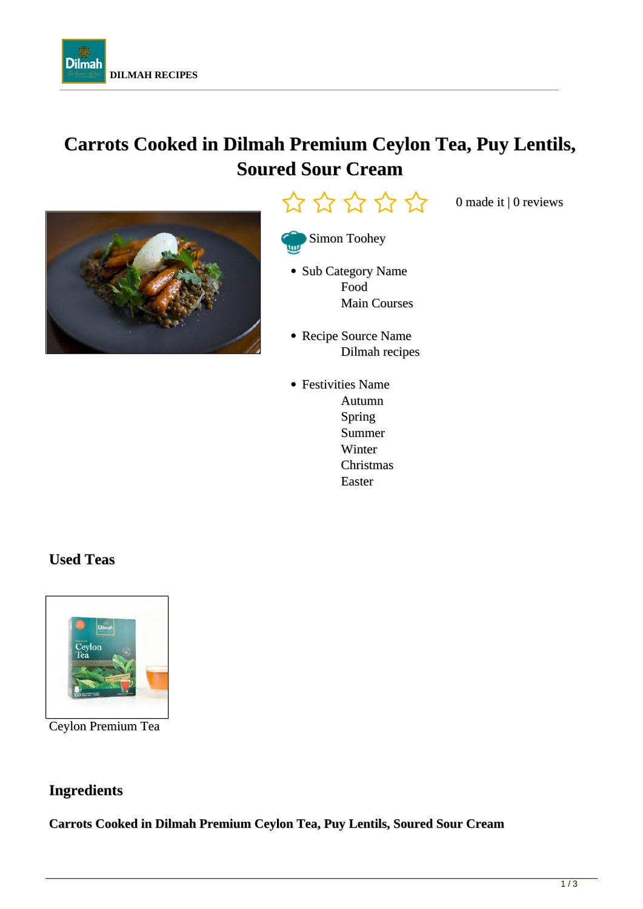DILMAH RECIPES

# Carrots Cooked in Dilmah Premium Ceylon Tea, Puy Lentils, Soured Sour Cream

0 made it | 0 reviews

Simon Toohey

- Sub Category Name
  - Food
  - Main Courses
- Recipe Source Name
  - Dilmah recipes
- Festivities Name
  - Autumn
  - Spring
  - Summer
  - Winter
  - Christmas
  - Easter

## Used Teas

Ceylon Premium Tea

## Ingredients

**Carrots Cooked in Dilmah Premium Ceylon Tea, Puy Lentils, Soured Sour Cream**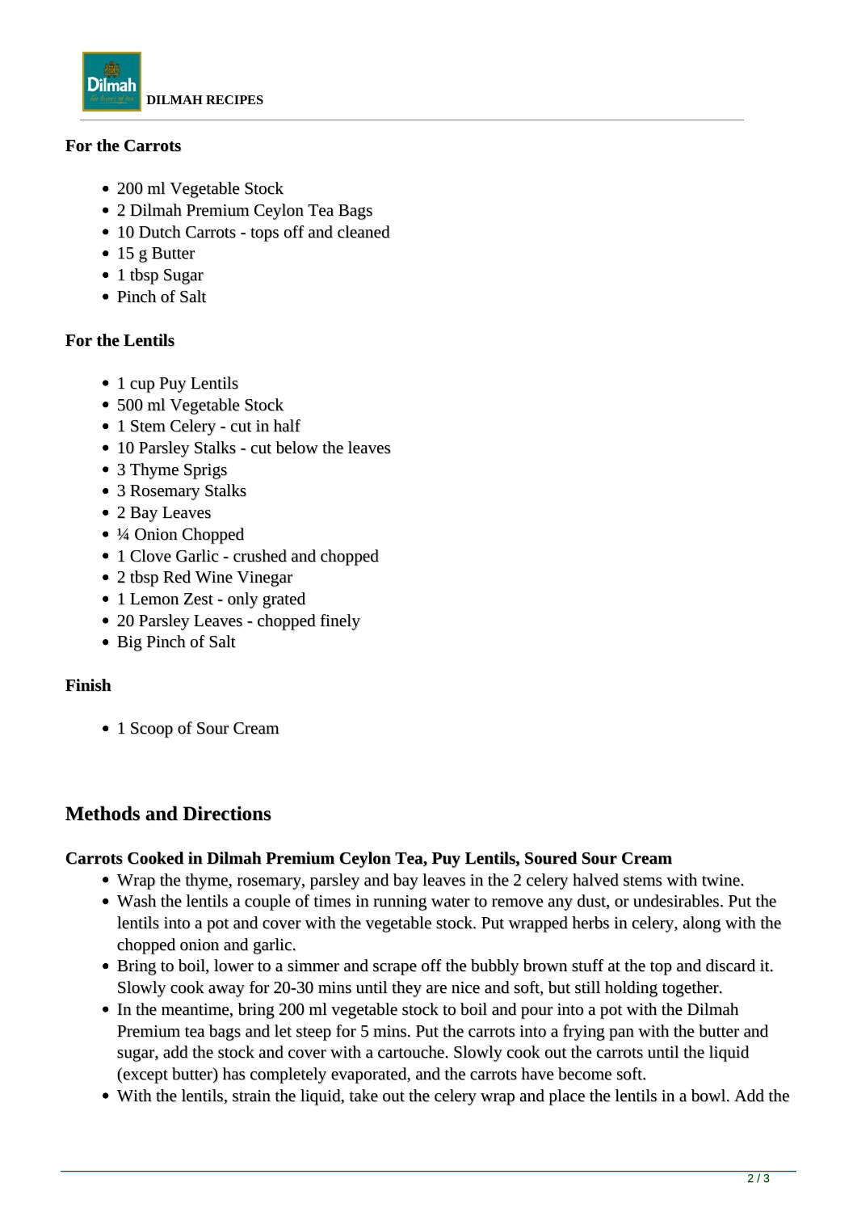**For the Carrots**

- 200 ml Vegetable Stock
- 2 Dilmah Premium Ceylon Tea Bags
- 10 Dutch Carrots - tops off and cleaned
- 15 g Butter
- 1 tbsp Sugar
- Pinch of Salt

**For the Lentils**

- 1 cup Puy Lentils
- 500 ml Vegetable Stock
- 1 Stem Celery - cut in half
- 10 Parsley Stalks - cut below the leaves
- 3 Thyme Sprigs
- 3 Rosemary Stalks
- 2 Bay Leaves
- ¼ Onion Chopped
- 1 Clove Garlic - crushed and chopped
- 2 tbsp Red Wine Vinegar
- 1 Lemon Zest - only grated
- 20 Parsley Leaves - chopped finely
- Big Pinch of Salt

**Finish**

- 1 Scoop of Sour Cream

## Methods and Directions

**Carrots Cooked in Dilmah Premium Ceylon Tea, Puy Lentils, Soured Sour Cream**

- Wrap the thyme, rosemary, parsley and bay leaves in the 2 celery halved stems with twine.
- Wash the lentils a couple of times in running water to remove any dust, or undesirables. Put the lentils into a pot and cover with the vegetable stock. Put wrapped herbs in celery, along with the chopped onion and garlic.
- Bring to boil, lower to a simmer and scrape off the bubbly brown stuff at the top and discard it. Slowly cook away for 20-30 mins until they are nice and soft, but still holding together.
- In the meantime, bring 200 ml vegetable stock to boil and pour into a pot with the Dilmah Premium tea bags and let steep for 5 mins. Put the carrots into a frying pan with the butter and sugar, add the stock and cover with a cartouche. Slowly cook out the carrots until the liquid (except butter) has completely evaporated, and the carrots have become soft.
- With the lentils, strain the liquid, take out the celery wrap and place the lentils in a bowl. Add the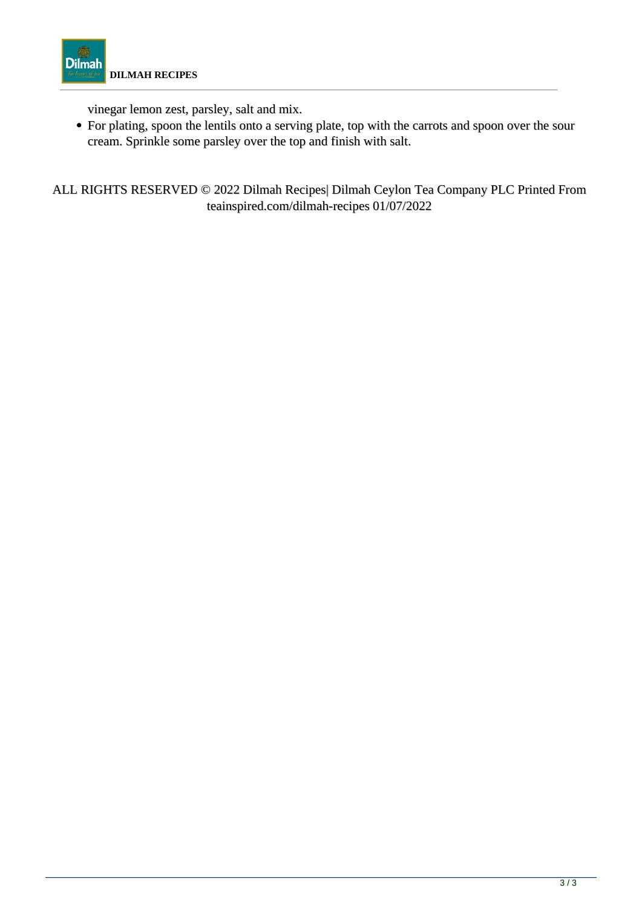vinegar lemon zest, parsley, salt and mix.

- For plating, spoon the lentils onto a serving plate, top with the carrots and spoon over the sour cream. Sprinkle some parsley over the top and finish with salt.

ALL RIGHTS RESERVED © 2022 Dilmah Recipes| Dilmah Ceylon Tea Company PLC Printed From teainspired.com/dilmah-recipes 01/07/2022